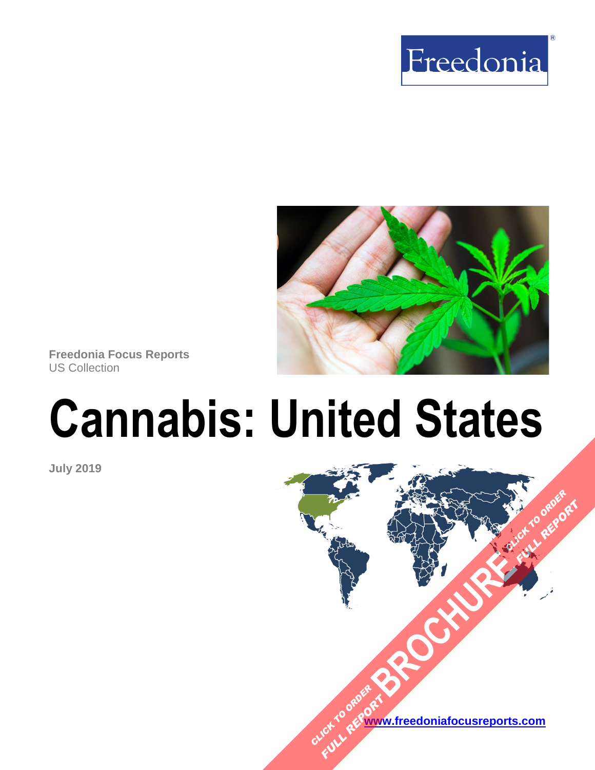Freedonia®

Freedonia Focus Reports
US Collection

# Cannabis: United States

July 2019

CLICK TO ORDER FULL REPORT BROCHURE CLICK TO ORDER FULL REPORT

www.freedoniafocusreports.com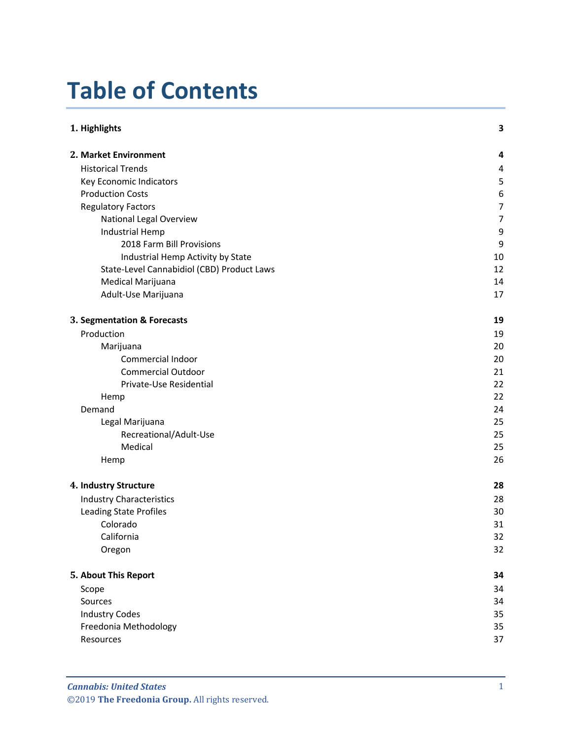# Table of Contents

| | |
|---|---|
| **1. Highlights** | **3** |
| **2. Market Environment** | **4** |
| Historical Trends | 4 |
| Key Economic Indicators | 5 |
| Production Costs | 6 |
| Regulatory Factors | 7 |
| National Legal Overview | 7 |
| Industrial Hemp | 9 |
| 2018 Farm Bill Provisions | 9 |
| Industrial Hemp Activity by State | 10 |
| State-Level Cannabidiol (CBD) Product Laws | 12 |
| Medical Marijuana | 14 |
| Adult-Use Marijuana | 17 |
| **3. Segmentation & Forecasts** | **19** |
| Production | 19 |
| Marijuana | 20 |
| Commercial Indoor | 20 |
| Commercial Outdoor | 21 |
| Private-Use Residential | 22 |
| Hemp | 22 |
| Demand | 24 |
| Legal Marijuana | 25 |
| Recreational/Adult-Use | 25 |
| Medical | 25 |
| Hemp | 26 |
| **4. Industry Structure** | **28** |
| Industry Characteristics | 28 |
| Leading State Profiles | 30 |
| Colorado | 31 |
| California | 32 |
| Oregon | 32 |
| **5. About This Report** | **34** |
| Scope | 34 |
| Sources | 34 |
| Industry Codes | 35 |
| Freedonia Methodology | 35 |
| Resources | 37 |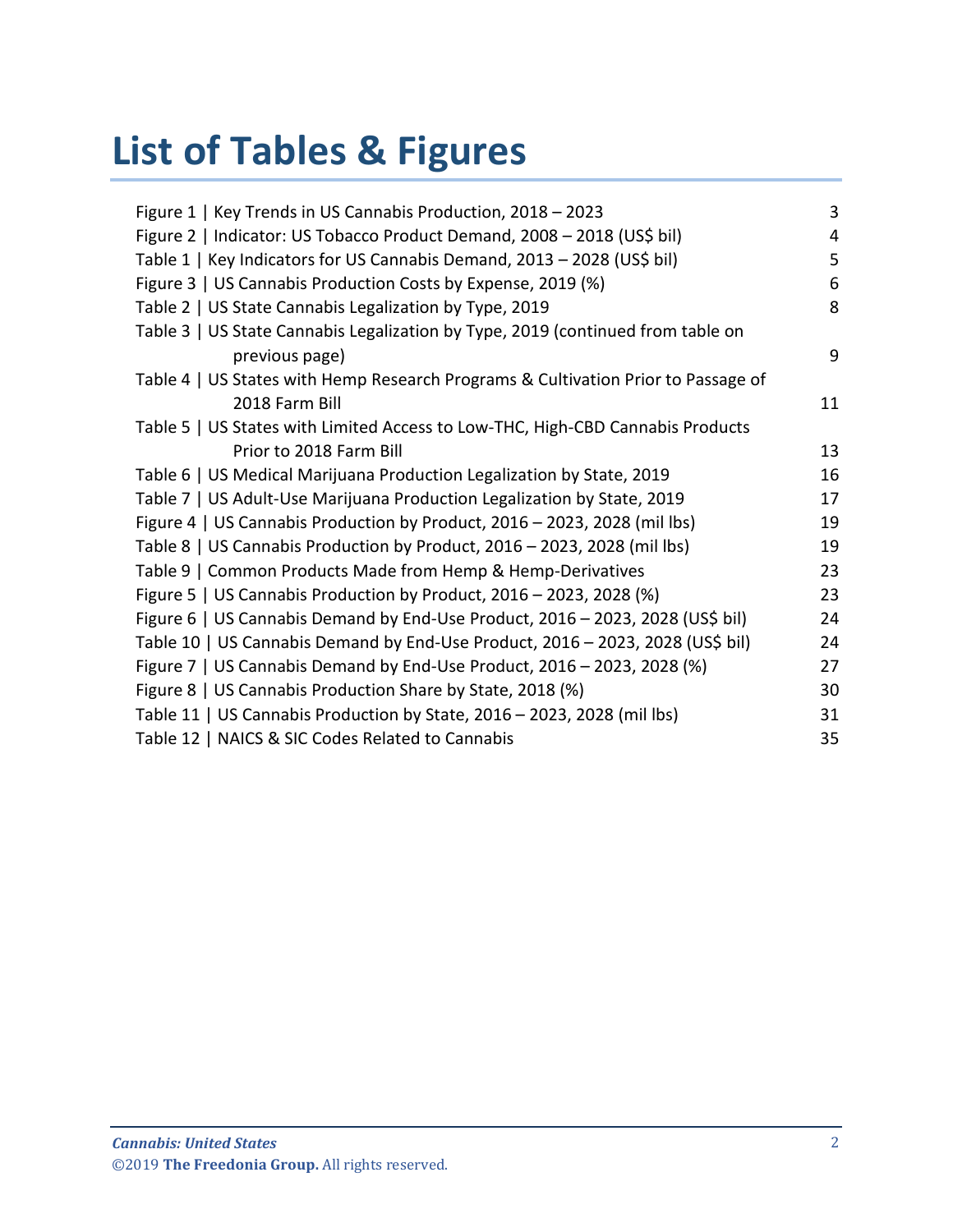# List of Tables & Figures

| | |
|---|---|
| Figure 1 \| Key Trends in US Cannabis Production, 2018 – 2023 | 3 |
| Figure 2 \| Indicator: US Tobacco Product Demand, 2008 – 2018 (US$ bil) | 4 |
| Table 1 \| Key Indicators for US Cannabis Demand, 2013 – 2028 (US$ bil) | 5 |
| Figure 3 \| US Cannabis Production Costs by Expense, 2019 (%) | 6 |
| Table 2 \| US State Cannabis Legalization by Type, 2019 | 8 |
| Table 3 \| US State Cannabis Legalization by Type, 2019 (continued from table on previous page) | 9 |
| Table 4 \| US States with Hemp Research Programs & Cultivation Prior to Passage of 2018 Farm Bill | 11 |
| Table 5 \| US States with Limited Access to Low-THC, High-CBD Cannabis Products Prior to 2018 Farm Bill | 13 |
| Table 6 \| US Medical Marijuana Production Legalization by State, 2019 | 16 |
| Table 7 \| US Adult-Use Marijuana Production Legalization by State, 2019 | 17 |
| Figure 4 \| US Cannabis Production by Product, 2016 – 2023, 2028 (mil lbs) | 19 |
| Table 8 \| US Cannabis Production by Product, 2016 – 2023, 2028 (mil lbs) | 19 |
| Table 9 \| Common Products Made from Hemp & Hemp-Derivatives | 23 |
| Figure 5 \| US Cannabis Production by Product, 2016 – 2023, 2028 (%) | 23 |
| Figure 6 \| US Cannabis Demand by End-Use Product, 2016 – 2023, 2028 (US$ bil) | 24 |
| Table 10 \| US Cannabis Demand by End-Use Product, 2016 – 2023, 2028 (US$ bil) | 24 |
| Figure 7 \| US Cannabis Demand by End-Use Product, 2016 – 2023, 2028 (%) | 27 |
| Figure 8 \| US Cannabis Production Share by State, 2018 (%) | 30 |
| Table 11 \| US Cannabis Production by State, 2016 – 2023, 2028 (mil lbs) | 31 |
| Table 12 \| NAICS & SIC Codes Related to Cannabis | 35 |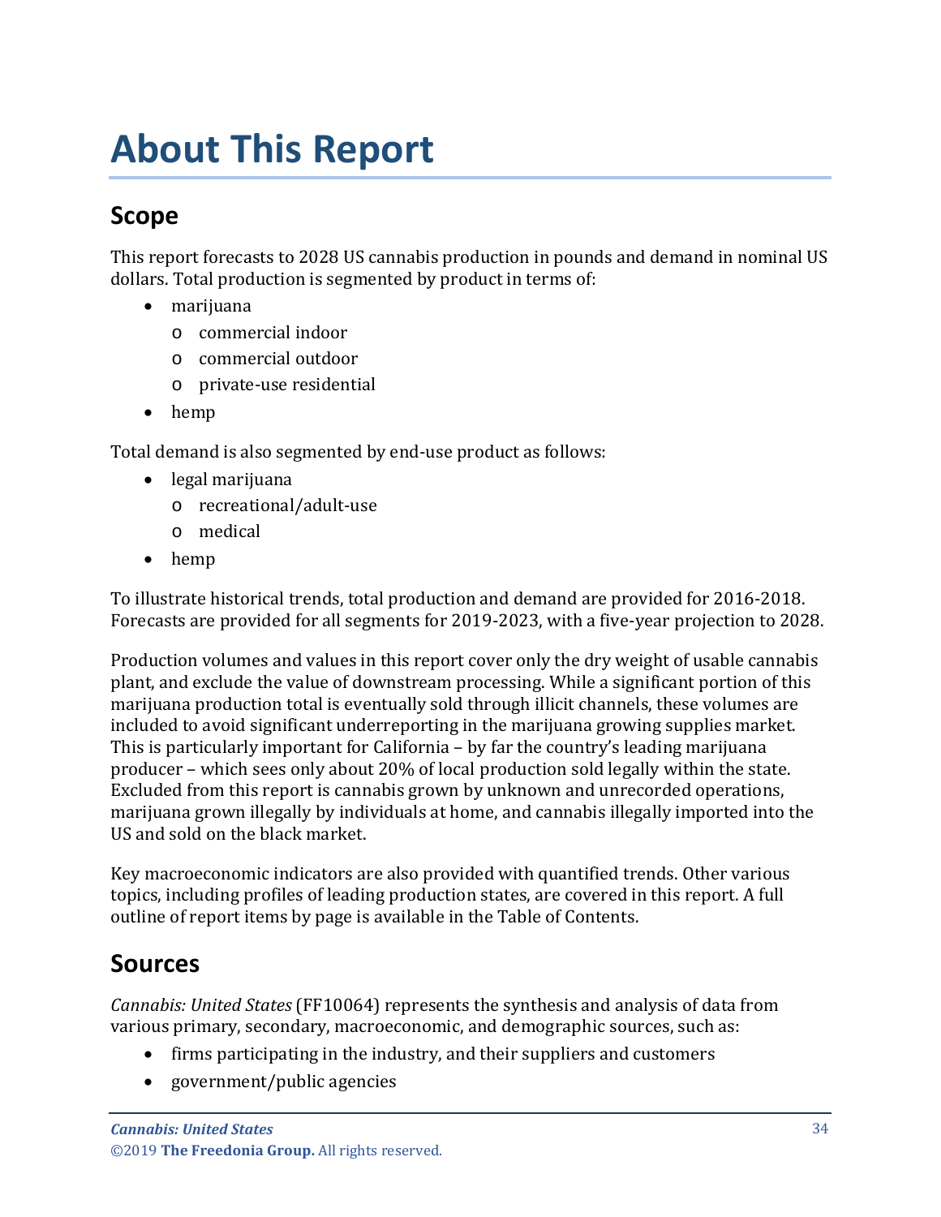# About This Report

## Scope

This report forecasts to 2028 US cannabis production in pounds and demand in nominal US dollars. Total production is segmented by product in terms of:

- marijuana
  - commercial indoor
  - commercial outdoor
  - private-use residential
- hemp

Total demand is also segmented by end-use product as follows:

- legal marijuana
  - recreational/adult-use
  - medical
- hemp

To illustrate historical trends, total production and demand are provided for 2016-2018. Forecasts are provided for all segments for 2019-2023, with a five-year projection to 2028.

Production volumes and values in this report cover only the dry weight of usable cannabis plant, and exclude the value of downstream processing. While a significant portion of this marijuana production total is eventually sold through illicit channels, these volumes are included to avoid significant underreporting in the marijuana growing supplies market. This is particularly important for California – by far the country's leading marijuana producer – which sees only about 20% of local production sold legally within the state. Excluded from this report is cannabis grown by unknown and unrecorded operations, marijuana grown illegally by individuals at home, and cannabis illegally imported into the US and sold on the black market.

Key macroeconomic indicators are also provided with quantified trends. Other various topics, including profiles of leading production states, are covered in this report. A full outline of report items by page is available in the Table of Contents.

## Sources

*Cannabis: United States* (FF10064) represents the synthesis and analysis of data from various primary, secondary, macroeconomic, and demographic sources, such as:

- firms participating in the industry, and their suppliers and customers
- government/public agencies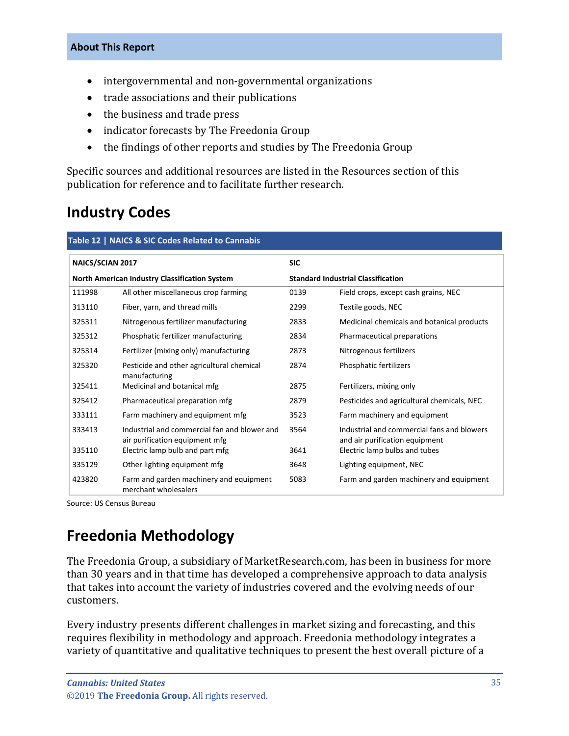## About This Report

- intergovernmental and non-governmental organizations
- trade associations and their publications
- the business and trade press
- indicator forecasts by The Freedonia Group
- the findings of other reports and studies by The Freedonia Group

Specific sources and additional resources are listed in the Resources section of this publication for reference and to facilitate further research.

# Industry Codes

**Table 12 | NAICS & SIC Codes Related to Cannabis**

| NAICS/SCIAN 2017 | | SIC | |
|---|---|---|---|
| **North American Industry Classification System** | | **Standard Industrial Classification** | |
| 111998 | All other miscellaneous crop farming | 0139 | Field crops, except cash grains, NEC |
| 313110 | Fiber, yarn, and thread mills | 2299 | Textile goods, NEC |
| 325311 | Nitrogenous fertilizer manufacturing | 2833 | Medicinal chemicals and botanical products |
| 325312 | Phosphatic fertilizer manufacturing | 2834 | Pharmaceutical preparations |
| 325314 | Fertilizer (mixing only) manufacturing | 2873 | Nitrogenous fertilizers |
| 325320 | Pesticide and other agricultural chemical manufacturing | 2874 | Phosphatic fertilizers |
| 325411 | Medicinal and botanical mfg | 2875 | Fertilizers, mixing only |
| 325412 | Pharmaceutical preparation mfg | 2879 | Pesticides and agricultural chemicals, NEC |
| 333111 | Farm machinery and equipment mfg | 3523 | Farm machinery and equipment |
| 333413 | Industrial and commercial fan and blower and air purification equipment mfg | 3564 | Industrial and commercial fans and blowers and air purification equipment |
| 335110 | Electric lamp bulb and part mfg | 3641 | Electric lamp bulbs and tubes |
| 335129 | Other lighting equipment mfg | 3648 | Lighting equipment, NEC |
| 423820 | Farm and garden machinery and equipment merchant wholesalers | 5083 | Farm and garden machinery and equipment |

Source: US Census Bureau

# Freedonia Methodology

The Freedonia Group, a subsidiary of MarketResearch.com, has been in business for more than 30 years and in that time has developed a comprehensive approach to data analysis that takes into account the variety of industries covered and the evolving needs of our customers.

Every industry presents different challenges in market sizing and forecasting, and this requires flexibility in methodology and approach. Freedonia methodology integrates a variety of quantitative and qualitative techniques to present the best overall picture of a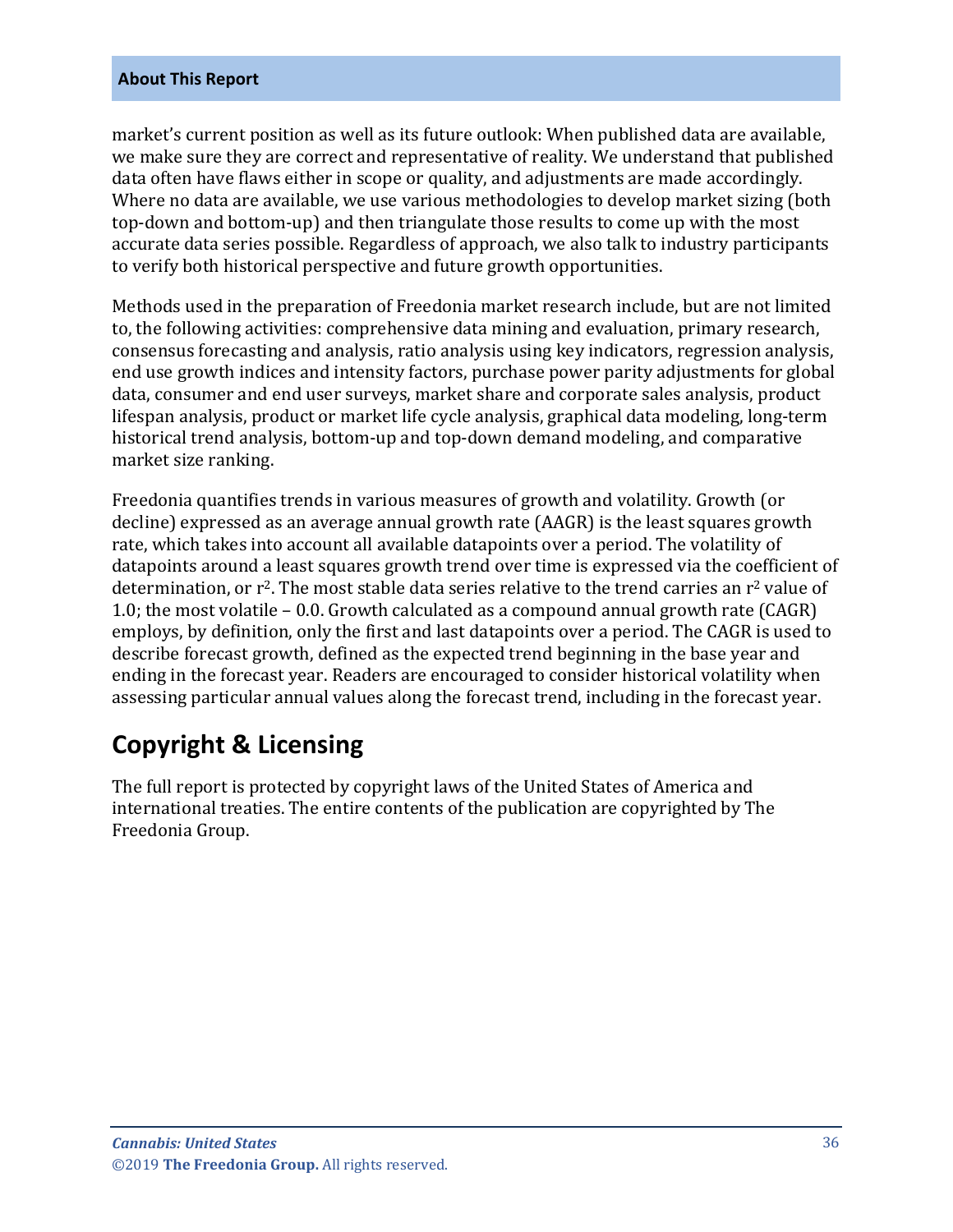market's current position as well as its future outlook: When published data are available, we make sure they are correct and representative of reality. We understand that published data often have flaws either in scope or quality, and adjustments are made accordingly. Where no data are available, we use various methodologies to develop market sizing (both top-down and bottom-up) and then triangulate those results to come up with the most accurate data series possible. Regardless of approach, we also talk to industry participants to verify both historical perspective and future growth opportunities.

Methods used in the preparation of Freedonia market research include, but are not limited to, the following activities: comprehensive data mining and evaluation, primary research, consensus forecasting and analysis, ratio analysis using key indicators, regression analysis, end use growth indices and intensity factors, purchase power parity adjustments for global data, consumer and end user surveys, market share and corporate sales analysis, product lifespan analysis, product or market life cycle analysis, graphical data modeling, long-term historical trend analysis, bottom-up and top-down demand modeling, and comparative market size ranking.

Freedonia quantifies trends in various measures of growth and volatility. Growth (or decline) expressed as an average annual growth rate (AAGR) is the least squares growth rate, which takes into account all available datapoints over a period. The volatility of datapoints around a least squares growth trend over time is expressed via the coefficient of determination, or $r^2$. The most stable data series relative to the trend carries an $r^2$ value of 1.0; the most volatile – 0.0. Growth calculated as a compound annual growth rate (CAGR) employs, by definition, only the first and last datapoints over a period. The CAGR is used to describe forecast growth, defined as the expected trend beginning in the base year and ending in the forecast year. Readers are encouraged to consider historical volatility when assessing particular annual values along the forecast trend, including in the forecast year.

## Copyright & Licensing

The full report is protected by copyright laws of the United States of America and international treaties. The entire contents of the publication are copyrighted by The Freedonia Group.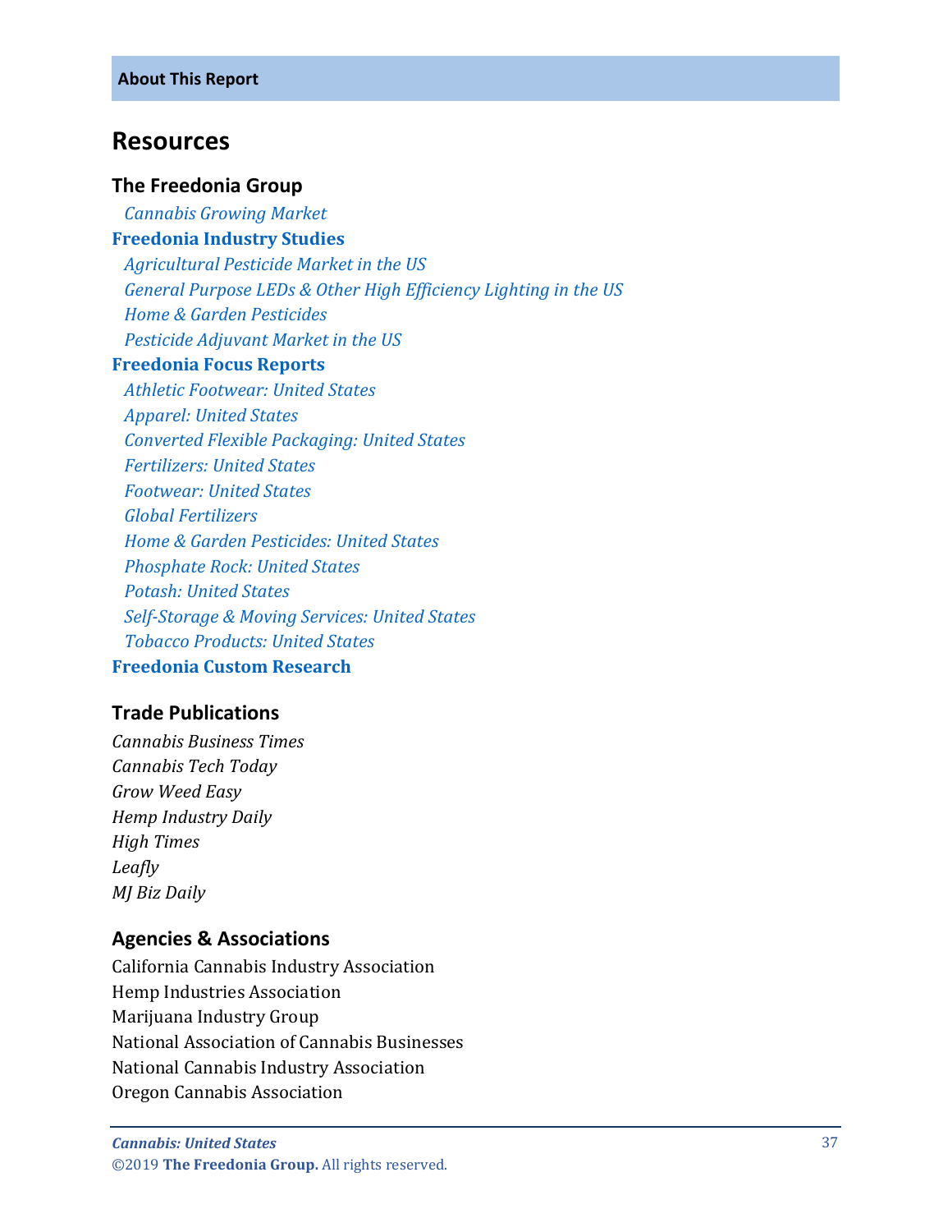**About This Report**

## Resources

### The Freedonia Group

*Cannabis Growing Market*

**Freedonia Industry Studies**

*Agricultural Pesticide Market in the US*
*General Purpose LEDs & Other High Efficiency Lighting in the US*
*Home & Garden Pesticides*
*Pesticide Adjuvant Market in the US*

**Freedonia Focus Reports**

*Athletic Footwear: United States*
*Apparel: United States*
*Converted Flexible Packaging: United States*
*Fertilizers: United States*
*Footwear: United States*
*Global Fertilizers*
*Home & Garden Pesticides: United States*
*Phosphate Rock: United States*
*Potash: United States*
*Self-Storage & Moving Services: United States*
*Tobacco Products: United States*

**Freedonia Custom Research**

### Trade Publications

*Cannabis Business Times*
*Cannabis Tech Today*
*Grow Weed Easy*
*Hemp Industry Daily*
*High Times*
*Leafly*
*MJ Biz Daily*

### Agencies & Associations

California Cannabis Industry Association
Hemp Industries Association
Marijuana Industry Group
National Association of Cannabis Businesses
National Cannabis Industry Association
Oregon Cannabis Association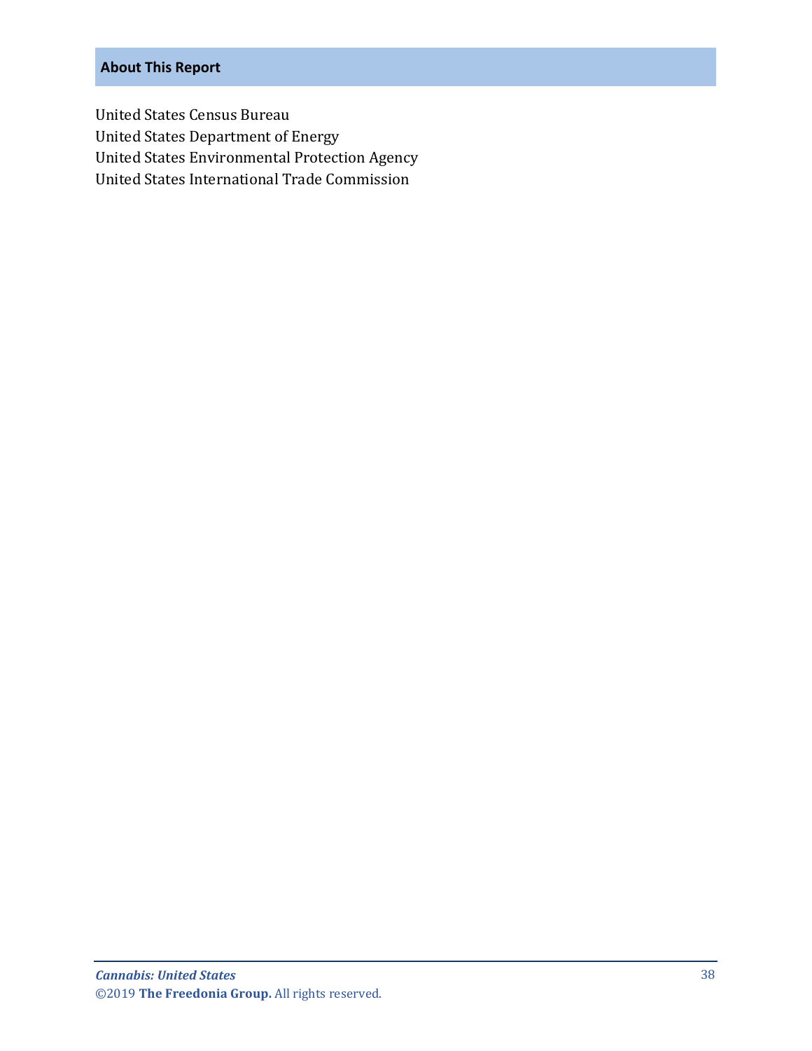## About This Report

United States Census Bureau
United States Department of Energy
United States Environmental Protection Agency
United States International Trade Commission